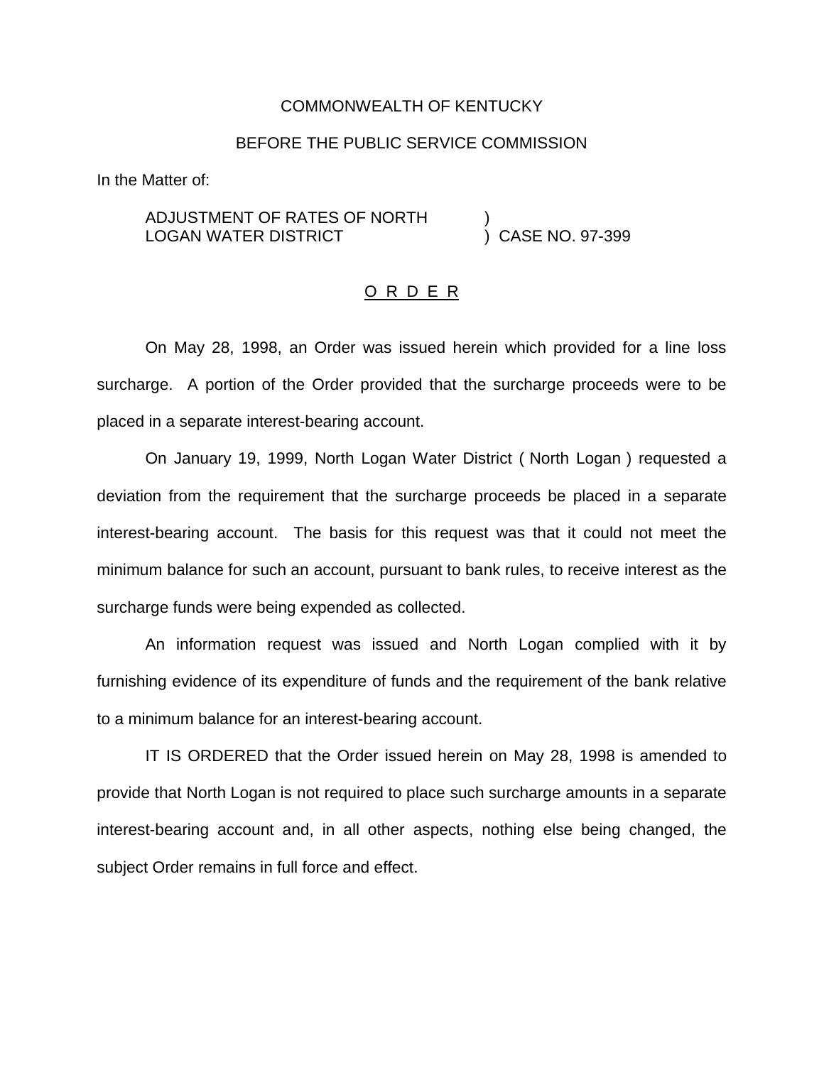COMMONWEALTH OF KENTUCKY

BEFORE THE PUBLIC SERVICE COMMISSION

In the Matter of:

ADJUSTMENT OF RATES OF NORTH LOGAN WATER DISTRICT ) CASE NO. 97-399

O R D E R

On May 28, 1998, an Order was issued herein which provided for a line loss surcharge. A portion of the Order provided that the surcharge proceeds were to be placed in a separate interest-bearing account.

On January 19, 1999, North Logan Water District ( North Logan ) requested a deviation from the requirement that the surcharge proceeds be placed in a separate interest-bearing account. The basis for this request was that it could not meet the minimum balance for such an account, pursuant to bank rules, to receive interest as the surcharge funds were being expended as collected.

An information request was issued and North Logan complied with it by furnishing evidence of its expenditure of funds and the requirement of the bank relative to a minimum balance for an interest-bearing account.

IT IS ORDERED that the Order issued herein on May 28, 1998 is amended to provide that North Logan is not required to place such surcharge amounts in a separate interest-bearing account and, in all other aspects, nothing else being changed, the subject Order remains in full force and effect.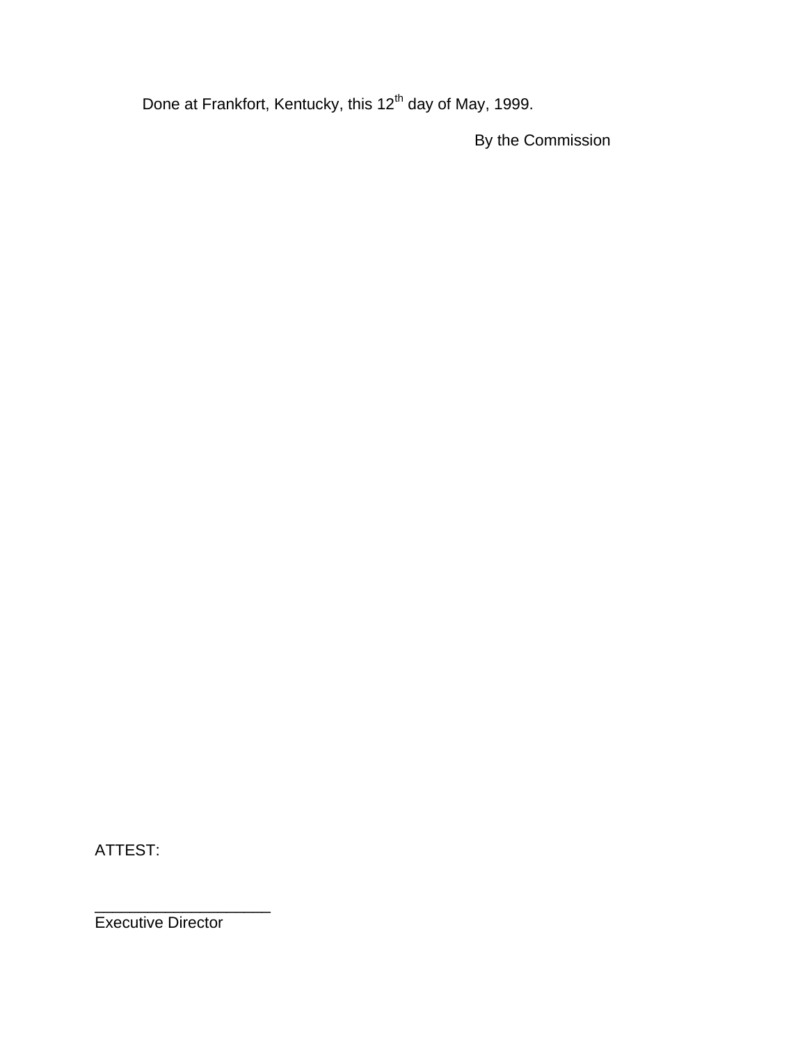Done at Frankfort, Kentucky, this 12th day of May, 1999.

By the Commission

ATTEST:

____________________
Executive Director